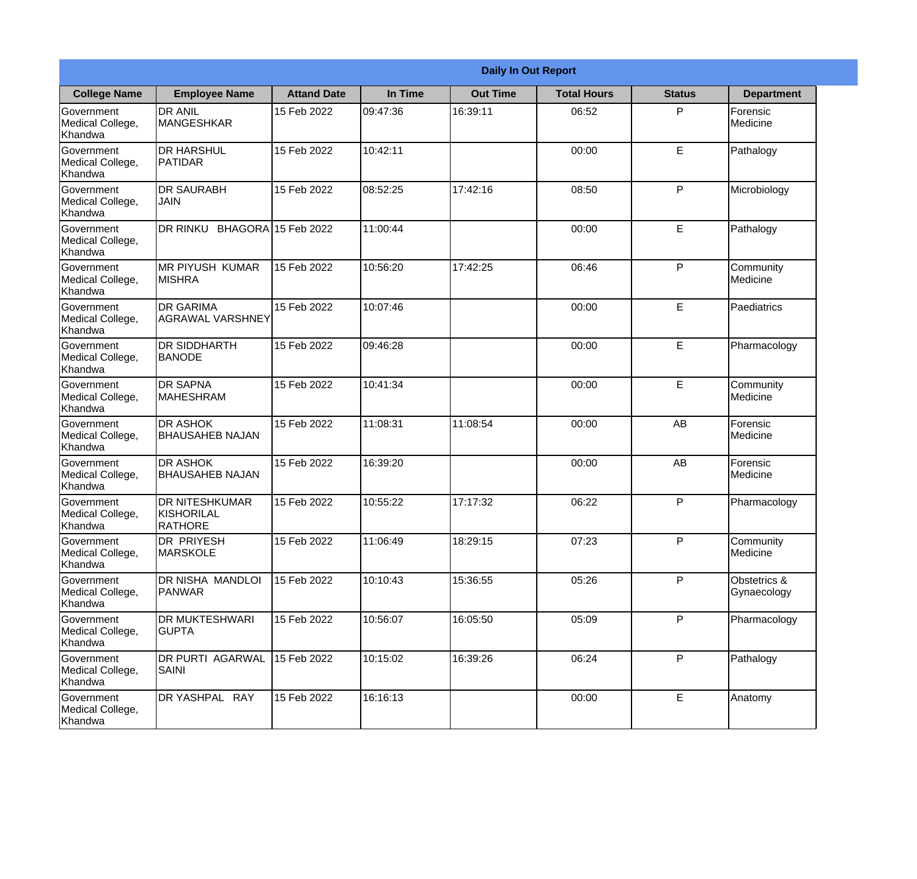| Daily In Out Report | | | | | | | |
|---|---|---|---|---|---|---|---|
| **College Name** | **Employee Name** | **Attand Date** | **In Time** | **Out Time** | **Total Hours** | **Status** | **Department** |
| Government Medical College, Khandwa | DR ANIL MANGESHKAR | 15 Feb 2022 | 09:47:36 | 16:39:11 | 06:52 | P | Forensic Medicine |
| Government Medical College, Khandwa | DR HARSHUL PATIDAR | 15 Feb 2022 | 10:42:11 | | 00:00 | E | Pathalogy |
| Government Medical College, Khandwa | DR SAURABH JAIN | 15 Feb 2022 | 08:52:25 | 17:42:16 | 08:50 | P | Microbiology |
| Government Medical College, Khandwa | DR RINKU BHAGORA | 15 Feb 2022 | 11:00:44 | | 00:00 | E | Pathalogy |
| Government Medical College, Khandwa | MR PIYUSH KUMAR MISHRA | 15 Feb 2022 | 10:56:20 | 17:42:25 | 06:46 | P | Community Medicine |
| Government Medical College, Khandwa | DR GARIMA AGRAWAL VARSHNEY | 15 Feb 2022 | 10:07:46 | | 00:00 | E | Paediatrics |
| Government Medical College, Khandwa | DR SIDDHARTH BANODE | 15 Feb 2022 | 09:46:28 | | 00:00 | E | Pharmacology |
| Government Medical College, Khandwa | DR SAPNA MAHESHRAM | 15 Feb 2022 | 10:41:34 | | 00:00 | E | Community Medicine |
| Government Medical College, Khandwa | DR ASHOK BHAUSAHEB NAJAN | 15 Feb 2022 | 11:08:31 | 11:08:54 | 00:00 | AB | Forensic Medicine |
| Government Medical College, Khandwa | DR ASHOK BHAUSAHEB NAJAN | 15 Feb 2022 | 16:39:20 | | 00:00 | AB | Forensic Medicine |
| Government Medical College, Khandwa | DR NITESHKUMAR KISHORILAL RATHORE | 15 Feb 2022 | 10:55:22 | 17:17:32 | 06:22 | P | Pharmacology |
| Government Medical College, Khandwa | DR PRIYESH MARSKOLE | 15 Feb 2022 | 11:06:49 | 18:29:15 | 07:23 | P | Community Medicine |
| Government Medical College, Khandwa | DR NISHA MANDLOI PANWAR | 15 Feb 2022 | 10:10:43 | 15:36:55 | 05:26 | P | Obstetrics & Gynaecology |
| Government Medical College, Khandwa | DR MUKTESHWARI GUPTA | 15 Feb 2022 | 10:56:07 | 16:05:50 | 05:09 | P | Pharmacology |
| Government Medical College, Khandwa | DR PURTI AGARWAL SAINI | 15 Feb 2022 | 10:15:02 | 16:39:26 | 06:24 | P | Pathalogy |
| Government Medical College, Khandwa | DR YASHPAL RAY | 15 Feb 2022 | 16:16:13 | | 00:00 | E | Anatomy |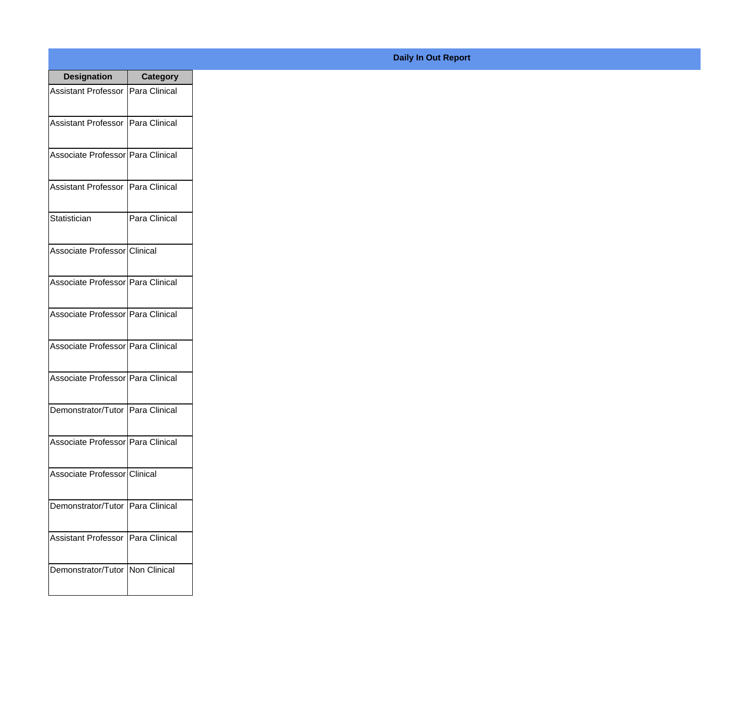## Daily In Out Report

| Designation | Category |
|---|---|
| Assistant Professor | Para Clinical |
| Assistant Professor | Para Clinical |
| Associate Professor | Para Clinical |
| Assistant Professor | Para Clinical |
| Statistician | Para Clinical |
| Associate Professor | Clinical |
| Associate Professor | Para Clinical |
| Associate Professor | Para Clinical |
| Associate Professor | Para Clinical |
| Associate Professor | Para Clinical |
| Demonstrator/Tutor | Para Clinical |
| Associate Professor | Para Clinical |
| Associate Professor | Clinical |
| Demonstrator/Tutor | Para Clinical |
| Assistant Professor | Para Clinical |
| Demonstrator/Tutor | Non Clinical |